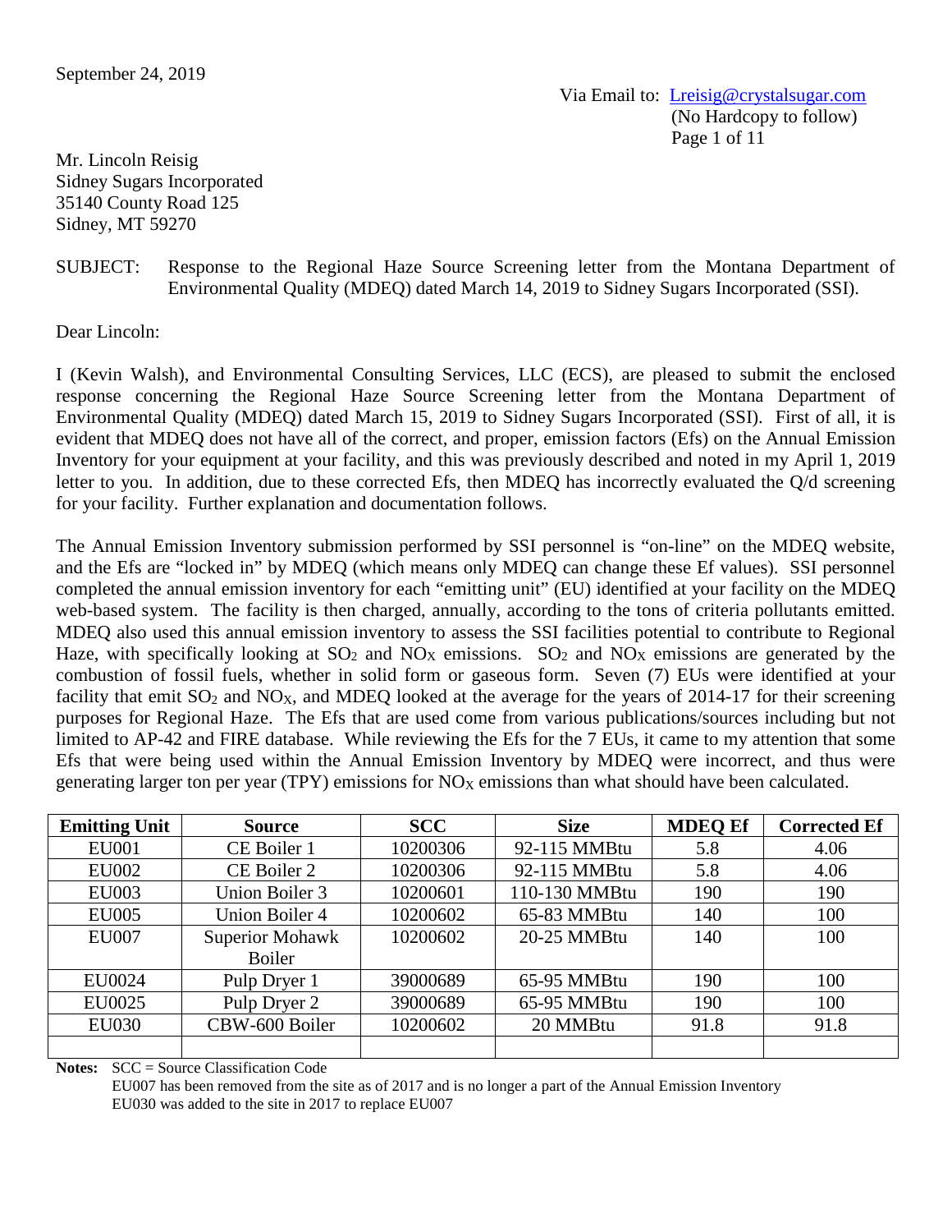September 24, 2019

Via Email to: Lreisig@crystalsugar.com
(No Hardcopy to follow)

Mr. Lincoln Reisig
Sidney Sugars Incorporated
35140 County Road 125
Sidney, MT 59270

SUBJECT: Response to the Regional Haze Source Screening letter from the Montana Department of Environmental Quality (MDEQ) dated March 14, 2019 to Sidney Sugars Incorporated (SSI).

Dear Lincoln:

I (Kevin Walsh), and Environmental Consulting Services, LLC (ECS), are pleased to submit the enclosed response concerning the Regional Haze Source Screening letter from the Montana Department of Environmental Quality (MDEQ) dated March 15, 2019 to Sidney Sugars Incorporated (SSI). First of all, it is evident that MDEQ does not have all of the correct, and proper, emission factors (Efs) on the Annual Emission Inventory for your equipment at your facility, and this was previously described and noted in my April 1, 2019 letter to you. In addition, due to these corrected Efs, then MDEQ has incorrectly evaluated the Q/d screening for your facility. Further explanation and documentation follows.

The Annual Emission Inventory submission performed by SSI personnel is "on-line" on the MDEQ website, and the Efs are "locked in" by MDEQ (which means only MDEQ can change these Ef values). SSI personnel completed the annual emission inventory for each "emitting unit" (EU) identified at your facility on the MDEQ web-based system. The facility is then charged, annually, according to the tons of criteria pollutants emitted. MDEQ also used this annual emission inventory to assess the SSI facilities potential to contribute to Regional Haze, with specifically looking at $SO_2$ and $NO_X$ emissions. $SO_2$ and $NO_X$ emissions are generated by the combustion of fossil fuels, whether in solid form or gaseous form. Seven (7) EUs were identified at your facility that emit $SO_2$ and $NO_X$, and MDEQ looked at the average for the years of 2014-17 for their screening purposes for Regional Haze. The Efs that are used come from various publications/sources including but not limited to AP-42 and FIRE database. While reviewing the Efs for the 7 EUs, it came to my attention that some Efs that were being used within the Annual Emission Inventory by MDEQ were incorrect, and thus were generating larger ton per year (TPY) emissions for $NO_X$ emissions than what should have been calculated.

| Emitting Unit | Source | SCC | Size | MDEQ Ef | Corrected Ef |
|---|---|---|---|---|---|
| EU001 | CE Boiler 1 | 10200306 | 92-115 MMBtu | 5.8 | 4.06 |
| EU002 | CE Boiler 2 | 10200306 | 92-115 MMBtu | 5.8 | 4.06 |
| EU003 | Union Boiler 3 | 10200601 | 110-130 MMBtu | 190 | 190 |
| EU005 | Union Boiler 4 | 10200602 | 65-83 MMBtu | 140 | 100 |
| EU007 | Superior Mohawk Boiler | 10200602 | 20-25 MMBtu | 140 | 100 |
| EU0024 | Pulp Dryer 1 | 39000689 | 65-95 MMBtu | 190 | 100 |
| EU0025 | Pulp Dryer 2 | 39000689 | 65-95 MMBtu | 190 | 100 |
| EU030 | CBW-600 Boiler | 10200602 | 20 MMBtu | 91.8 | 91.8 |
| | | | | | |

**Notes:** SCC = Source Classification Code
EU007 has been removed from the site as of 2017 and is no longer a part of the Annual Emission Inventory
EU030 was added to the site in 2017 to replace EU007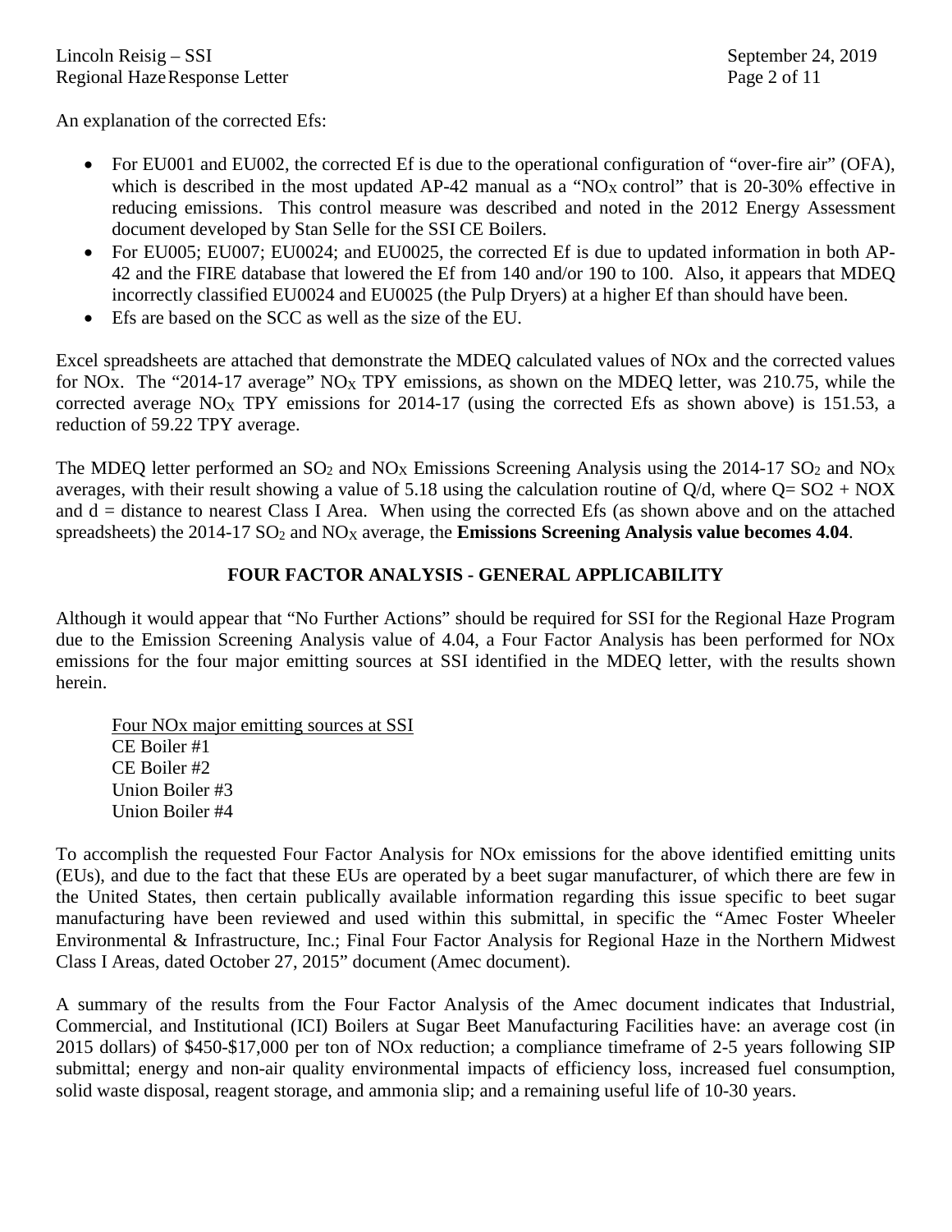An explanation of the corrected Efs:

- For EU001 and EU002, the corrected Ef is due to the operational configuration of "over-fire air" (OFA), which is described in the most updated AP-42 manual as a "$NO_X$ control" that is 20-30% effective in reducing emissions. This control measure was described and noted in the 2012 Energy Assessment document developed by Stan Selle for the SSI CE Boilers.
- For EU005; EU007; EU0024; and EU0025, the corrected Ef is due to updated information in both AP-42 and the FIRE database that lowered the Ef from 140 and/or 190 to 100. Also, it appears that MDEQ incorrectly classified EU0024 and EU0025 (the Pulp Dryers) at a higher Ef than should have been.
- Efs are based on the SCC as well as the size of the EU.

Excel spreadsheets are attached that demonstrate the MDEQ calculated values of NOx and the corrected values for NOx. The "2014-17 average" $NO_X$ TPY emissions, as shown on the MDEQ letter, was 210.75, while the corrected average $NO_X$ TPY emissions for 2014-17 (using the corrected Efs as shown above) is 151.53, a reduction of 59.22 TPY average.

The MDEQ letter performed an $SO_2$ and $NO_X$ Emissions Screening Analysis using the 2014-17 $SO_2$ and $NO_X$ averages, with their result showing a value of 5.18 using the calculation routine of Q/d, where Q= SO2 + NOX and d = distance to nearest Class I Area. When using the corrected Efs (as shown above and on the attached spreadsheets) the 2014-17 $SO_2$ and $NO_X$ average, the **Emissions Screening Analysis value becomes 4.04**.

## FOUR FACTOR ANALYSIS - GENERAL APPLICABILITY

Although it would appear that "No Further Actions" should be required for SSI for the Regional Haze Program due to the Emission Screening Analysis value of 4.04, a Four Factor Analysis has been performed for NOx emissions for the four major emitting sources at SSI identified in the MDEQ letter, with the results shown herein.

Four NOx major emitting sources at SSI
CE Boiler #1
CE Boiler #2
Union Boiler #3
Union Boiler #4

To accomplish the requested Four Factor Analysis for NOx emissions for the above identified emitting units (EUs), and due to the fact that these EUs are operated by a beet sugar manufacturer, of which there are few in the United States, then certain publically available information regarding this issue specific to beet sugar manufacturing have been reviewed and used within this submittal, in specific the "Amec Foster Wheeler Environmental & Infrastructure, Inc.; Final Four Factor Analysis for Regional Haze in the Northern Midwest Class I Areas, dated October 27, 2015" document (Amec document).

A summary of the results from the Four Factor Analysis of the Amec document indicates that Industrial, Commercial, and Institutional (ICI) Boilers at Sugar Beet Manufacturing Facilities have: an average cost (in 2015 dollars) of $450-$17,000 per ton of NOx reduction; a compliance timeframe of 2-5 years following SIP submittal; energy and non-air quality environmental impacts of efficiency loss, increased fuel consumption, solid waste disposal, reagent storage, and ammonia slip; and a remaining useful life of 10-30 years.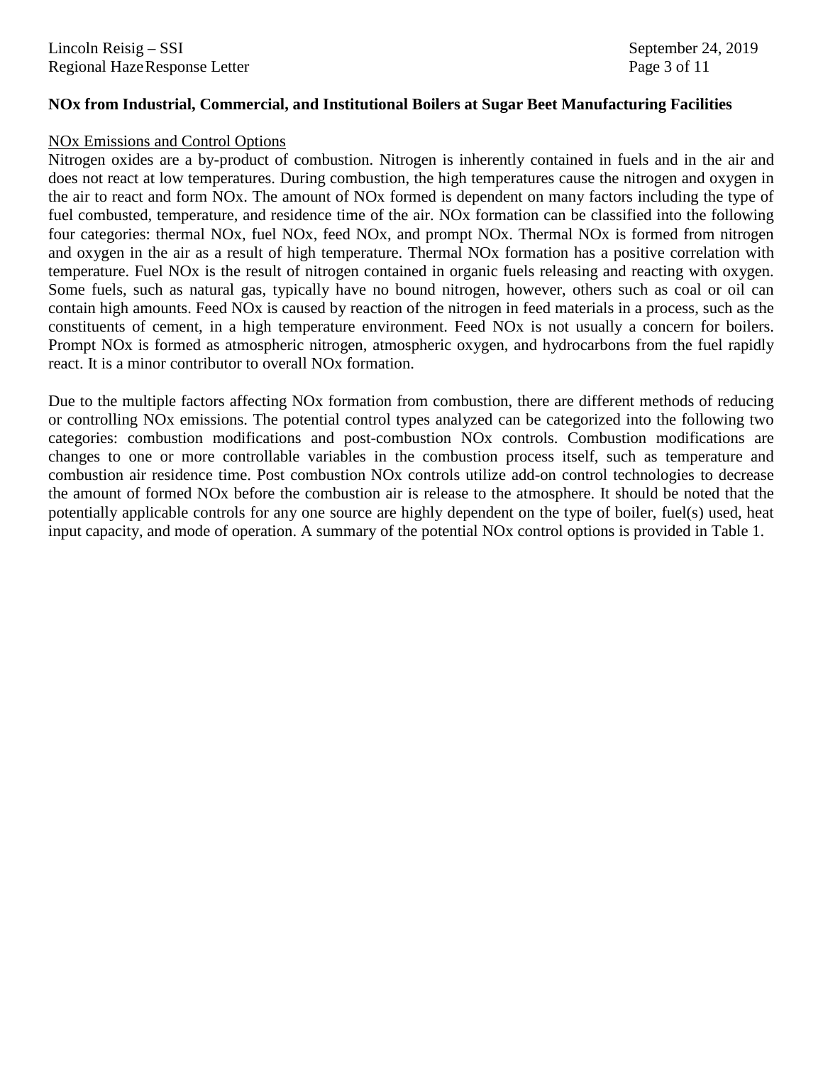**NOx from Industrial, Commercial, and Institutional Boilers at Sugar Beet Manufacturing Facilities**

NOx Emissions and Control Options

Nitrogen oxides are a by-product of combustion. Nitrogen is inherently contained in fuels and in the air and does not react at low temperatures. During combustion, the high temperatures cause the nitrogen and oxygen in the air to react and form NOx. The amount of NOx formed is dependent on many factors including the type of fuel combusted, temperature, and residence time of the air. NOx formation can be classified into the following four categories: thermal NOx, fuel NOx, feed NOx, and prompt NOx. Thermal NOx is formed from nitrogen and oxygen in the air as a result of high temperature. Thermal NOx formation has a positive correlation with temperature. Fuel NOx is the result of nitrogen contained in organic fuels releasing and reacting with oxygen. Some fuels, such as natural gas, typically have no bound nitrogen, however, others such as coal or oil can contain high amounts. Feed NOx is caused by reaction of the nitrogen in feed materials in a process, such as the constituents of cement, in a high temperature environment. Feed NOx is not usually a concern for boilers. Prompt NOx is formed as atmospheric nitrogen, atmospheric oxygen, and hydrocarbons from the fuel rapidly react. It is a minor contributor to overall NOx formation.

Due to the multiple factors affecting NOx formation from combustion, there are different methods of reducing or controlling NOx emissions. The potential control types analyzed can be categorized into the following two categories: combustion modifications and post-combustion NOx controls. Combustion modifications are changes to one or more controllable variables in the combustion process itself, such as temperature and combustion air residence time. Post combustion NOx controls utilize add-on control technologies to decrease the amount of formed NOx before the combustion air is release to the atmosphere. It should be noted that the potentially applicable controls for any one source are highly dependent on the type of boiler, fuel(s) used, heat input capacity, and mode of operation. A summary of the potential NOx control options is provided in Table 1.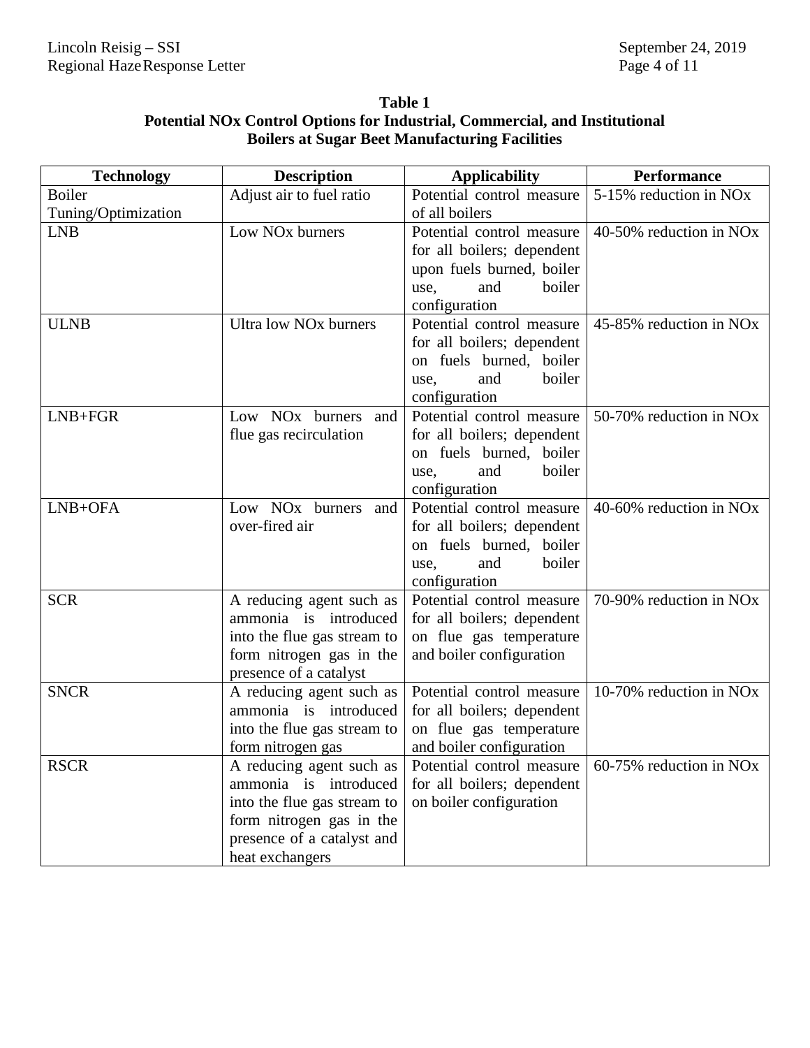**Table 1**
**Potential NOx Control Options for Industrial, Commercial, and Institutional Boilers at Sugar Beet Manufacturing Facilities**

| Technology | Description | Applicability | Performance |
|---|---|---|---|
| Boiler Tuning/Optimization | Adjust air to fuel ratio | Potential control measure of all boilers | 5-15% reduction in NOx |
| LNB | Low NOx burners | Potential control measure for all boilers; dependent upon fuels burned, boiler use, and boiler configuration | 40-50% reduction in NOx |
| ULNB | Ultra low NOx burners | Potential control measure for all boilers; dependent on fuels burned, boiler use, and boiler configuration | 45-85% reduction in NOx |
| LNB+FGR | Low NOx burners and flue gas recirculation | Potential control measure for all boilers; dependent on fuels burned, boiler use, and boiler configuration | 50-70% reduction in NOx |
| LNB+OFA | Low NOx burners and over-fired air | Potential control measure for all boilers; dependent on fuels burned, boiler use, and boiler configuration | 40-60% reduction in NOx |
| SCR | A reducing agent such as ammonia is introduced into the flue gas stream to form nitrogen gas in the presence of a catalyst | Potential control measure for all boilers; dependent on flue gas temperature and boiler configuration | 70-90% reduction in NOx |
| SNCR | A reducing agent such as ammonia is introduced into the flue gas stream to form nitrogen gas | Potential control measure for all boilers; dependent on flue gas temperature and boiler configuration | 10-70% reduction in NOx |
| RSCR | A reducing agent such as ammonia is introduced into the flue gas stream to form nitrogen gas in the presence of a catalyst and heat exchangers | Potential control measure for all boilers; dependent on boiler configuration | 60-75% reduction in NOx |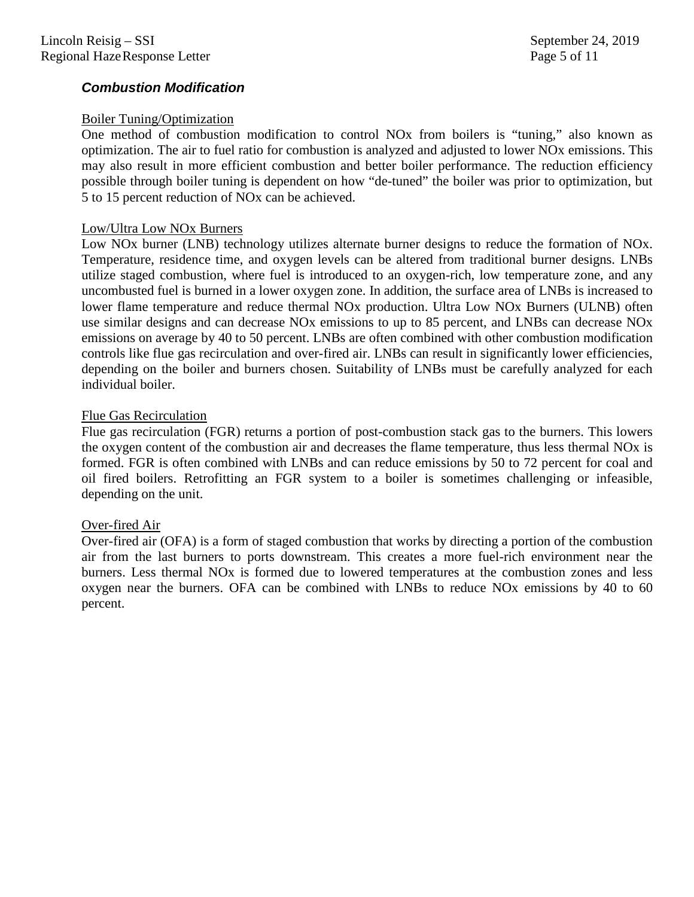### *Combustion Modification*

Boiler Tuning/Optimization

One method of combustion modification to control NOx from boilers is "tuning," also known as optimization. The air to fuel ratio for combustion is analyzed and adjusted to lower NOx emissions. This may also result in more efficient combustion and better boiler performance. The reduction efficiency possible through boiler tuning is dependent on how "de-tuned" the boiler was prior to optimization, but 5 to 15 percent reduction of NOx can be achieved.

Low/Ultra Low NOx Burners

Low NOx burner (LNB) technology utilizes alternate burner designs to reduce the formation of NOx. Temperature, residence time, and oxygen levels can be altered from traditional burner designs. LNBs utilize staged combustion, where fuel is introduced to an oxygen-rich, low temperature zone, and any uncombusted fuel is burned in a lower oxygen zone. In addition, the surface area of LNBs is increased to lower flame temperature and reduce thermal NOx production. Ultra Low NOx Burners (ULNB) often use similar designs and can decrease NOx emissions to up to 85 percent, and LNBs can decrease NOx emissions on average by 40 to 50 percent. LNBs are often combined with other combustion modification controls like flue gas recirculation and over-fired air. LNBs can result in significantly lower efficiencies, depending on the boiler and burners chosen. Suitability of LNBs must be carefully analyzed for each individual boiler.

Flue Gas Recirculation

Flue gas recirculation (FGR) returns a portion of post-combustion stack gas to the burners. This lowers the oxygen content of the combustion air and decreases the flame temperature, thus less thermal NOx is formed. FGR is often combined with LNBs and can reduce emissions by 50 to 72 percent for coal and oil fired boilers. Retrofitting an FGR system to a boiler is sometimes challenging or infeasible, depending on the unit.

Over-fired Air

Over-fired air (OFA) is a form of staged combustion that works by directing a portion of the combustion air from the last burners to ports downstream. This creates a more fuel-rich environment near the burners. Less thermal NOx is formed due to lowered temperatures at the combustion zones and less oxygen near the burners. OFA can be combined with LNBs to reduce NOx emissions by 40 to 60 percent.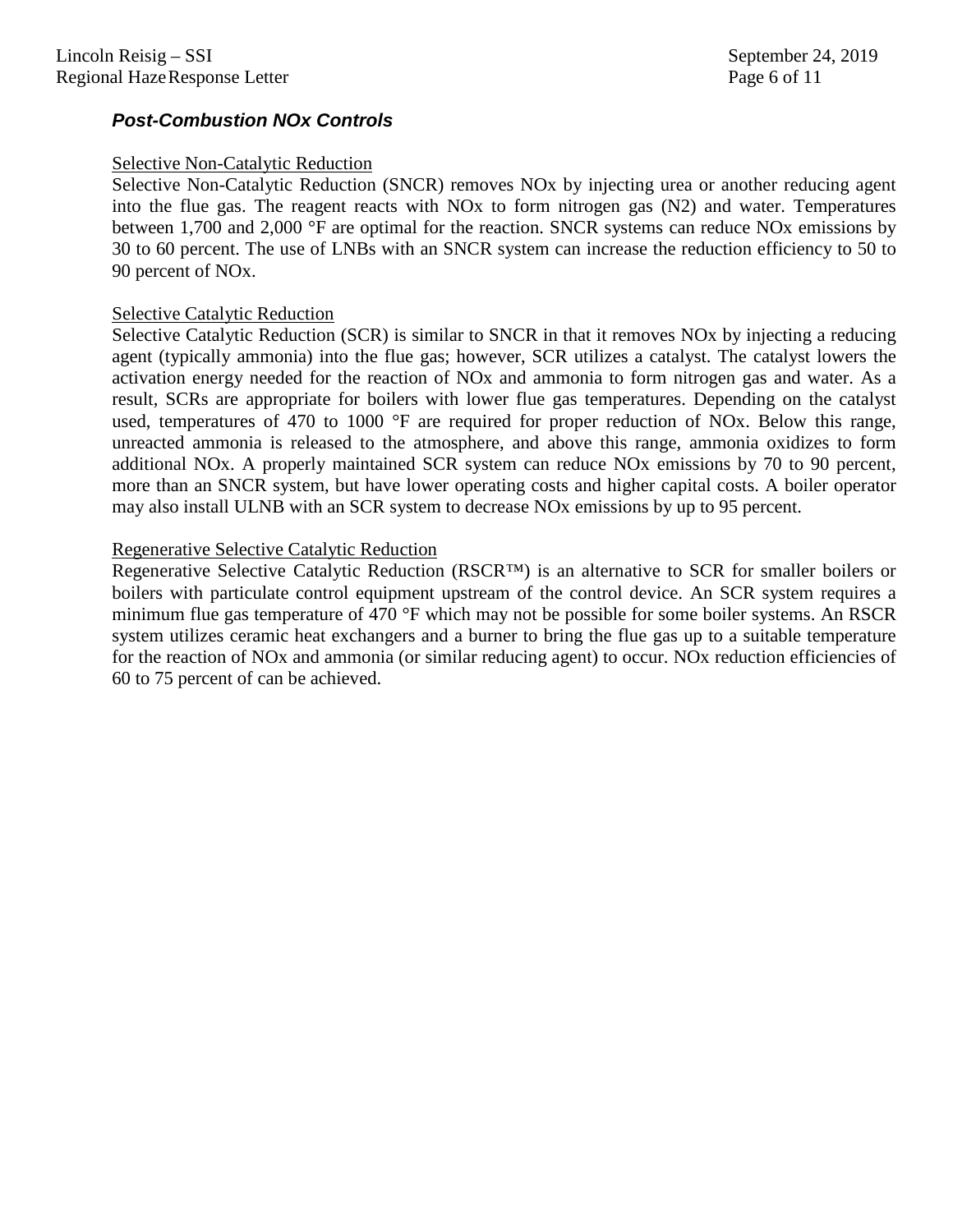### ***Post-Combustion NOx Controls***

Selective Non-Catalytic Reduction

Selective Non-Catalytic Reduction (SNCR) removes NOx by injecting urea or another reducing agent into the flue gas. The reagent reacts with NOx to form nitrogen gas ($N_2$) and water. Temperatures between 1,700 and 2,000 °F are optimal for the reaction. SNCR systems can reduce NOx emissions by 30 to 60 percent. The use of LNBs with an SNCR system can increase the reduction efficiency to 50 to 90 percent of NOx.

Selective Catalytic Reduction

Selective Catalytic Reduction (SCR) is similar to SNCR in that it removes NOx by injecting a reducing agent (typically ammonia) into the flue gas; however, SCR utilizes a catalyst. The catalyst lowers the activation energy needed for the reaction of NOx and ammonia to form nitrogen gas and water. As a result, SCRs are appropriate for boilers with lower flue gas temperatures. Depending on the catalyst used, temperatures of 470 to 1000 °F are required for proper reduction of NOx. Below this range, unreacted ammonia is released to the atmosphere, and above this range, ammonia oxidizes to form additional NOx. A properly maintained SCR system can reduce NOx emissions by 70 to 90 percent, more than an SNCR system, but have lower operating costs and higher capital costs. A boiler operator may also install ULNB with an SCR system to decrease NOx emissions by up to 95 percent.

Regenerative Selective Catalytic Reduction

Regenerative Selective Catalytic Reduction (RSCR™) is an alternative to SCR for smaller boilers or boilers with particulate control equipment upstream of the control device. An SCR system requires a minimum flue gas temperature of 470 °F which may not be possible for some boiler systems. An RSCR system utilizes ceramic heat exchangers and a burner to bring the flue gas up to a suitable temperature for the reaction of NOx and ammonia (or similar reducing agent) to occur. NOx reduction efficiencies of 60 to 75 percent of can be achieved.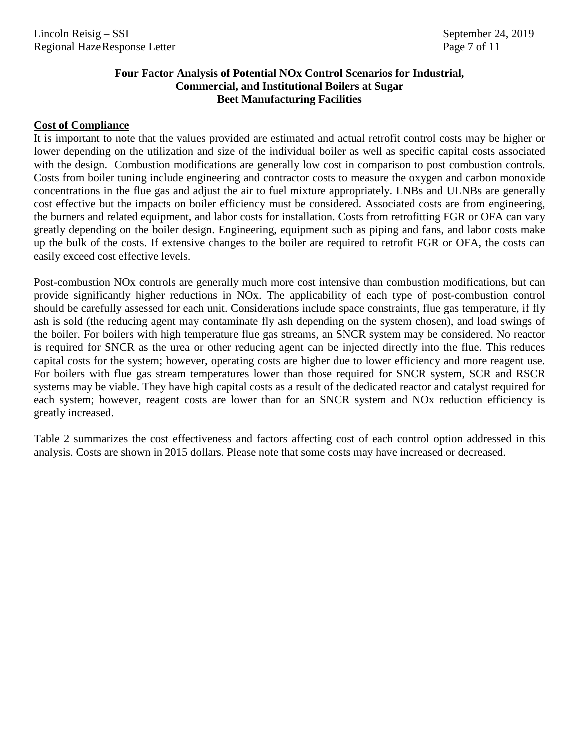**Four Factor Analysis of Potential NOx Control Scenarios for Industrial, Commercial, and Institutional Boilers at Sugar Beet Manufacturing Facilities**

**Cost of Compliance**

It is important to note that the values provided are estimated and actual retrofit control costs may be higher or lower depending on the utilization and size of the individual boiler as well as specific capital costs associated with the design. Combustion modifications are generally low cost in comparison to post combustion controls. Costs from boiler tuning include engineering and contractor costs to measure the oxygen and carbon monoxide concentrations in the flue gas and adjust the air to fuel mixture appropriately. LNBs and ULNBs are generally cost effective but the impacts on boiler efficiency must be considered. Associated costs are from engineering, the burners and related equipment, and labor costs for installation. Costs from retrofitting FGR or OFA can vary greatly depending on the boiler design. Engineering, equipment such as piping and fans, and labor costs make up the bulk of the costs. If extensive changes to the boiler are required to retrofit FGR or OFA, the costs can easily exceed cost effective levels.

Post-combustion NOx controls are generally much more cost intensive than combustion modifications, but can provide significantly higher reductions in NOx. The applicability of each type of post-combustion control should be carefully assessed for each unit. Considerations include space constraints, flue gas temperature, if fly ash is sold (the reducing agent may contaminate fly ash depending on the system chosen), and load swings of the boiler. For boilers with high temperature flue gas streams, an SNCR system may be considered. No reactor is required for SNCR as the urea or other reducing agent can be injected directly into the flue. This reduces capital costs for the system; however, operating costs are higher due to lower efficiency and more reagent use. For boilers with flue gas stream temperatures lower than those required for SNCR system, SCR and RSCR systems may be viable. They have high capital costs as a result of the dedicated reactor and catalyst required for each system; however, reagent costs are lower than for an SNCR system and NOx reduction efficiency is greatly increased.

Table 2 summarizes the cost effectiveness and factors affecting cost of each control option addressed in this analysis. Costs are shown in 2015 dollars. Please note that some costs may have increased or decreased.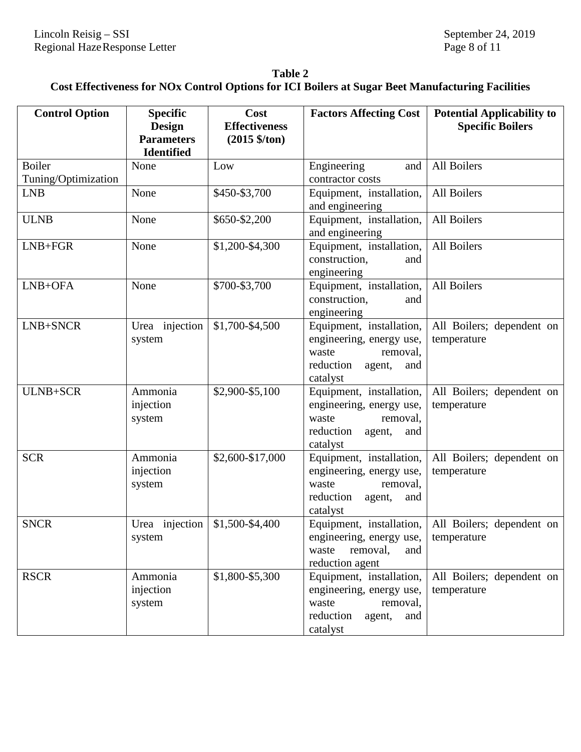**Table 2**
**Cost Effectiveness for NOx Control Options for ICI Boilers at Sugar Beet Manufacturing Facilities**

| Control Option | Specific Design Parameters Identified | Cost Effectiveness (2015 $/ton) | Factors Affecting Cost | Potential Applicability to Specific Boilers |
|---|---|---|---|---|
| Boiler Tuning/Optimization | None | Low | Engineering and contractor costs | All Boilers |
| LNB | None | $450-$3,700 | Equipment, installation, and engineering | All Boilers |
| ULNB | None | $650-$2,200 | Equipment, installation, and engineering | All Boilers |
| LNB+FGR | None | $1,200-$4,300 | Equipment, installation, construction, and engineering | All Boilers |
| LNB+OFA | None | $700-$3,700 | Equipment, installation, construction, and engineering | All Boilers |
| LNB+SNCR | Urea injection system | $1,700-$4,500 | Equipment, installation, engineering, energy use, waste removal, reduction agent, and catalyst | All Boilers; dependent on temperature |
| ULNB+SCR | Ammonia injection system | $2,900-$5,100 | Equipment, installation, engineering, energy use, waste removal, reduction agent, and catalyst | All Boilers; dependent on temperature |
| SCR | Ammonia injection system | $2,600-$17,000 | Equipment, installation, engineering, energy use, waste removal, reduction agent, and catalyst | All Boilers; dependent on temperature |
| SNCR | Urea injection system | $1,500-$4,400 | Equipment, installation, engineering, energy use, waste removal, and reduction agent | All Boilers; dependent on temperature |
| RSCR | Ammonia injection system | $1,800-$5,300 | Equipment, installation, engineering, energy use, waste removal, reduction agent, and catalyst | All Boilers; dependent on temperature |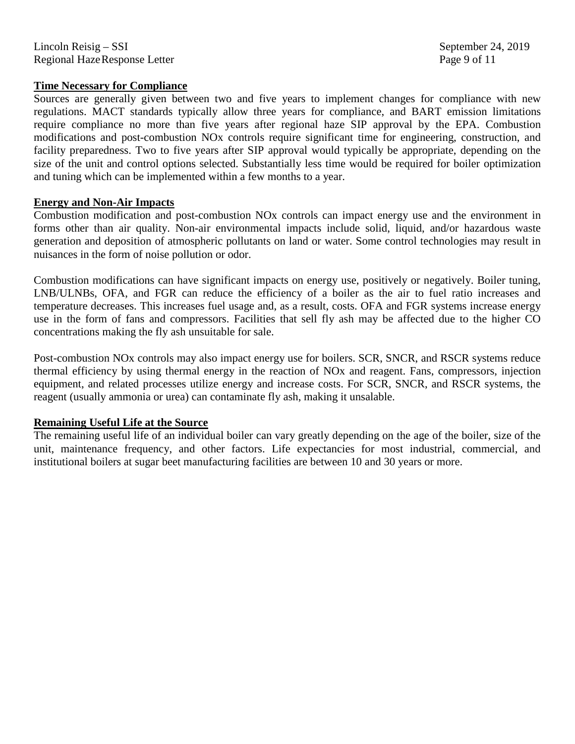## Time Necessary for Compliance

Sources are generally given between two and five years to implement changes for compliance with new regulations. MACT standards typically allow three years for compliance, and BART emission limitations require compliance no more than five years after regional haze SIP approval by the EPA. Combustion modifications and post-combustion NOx controls require significant time for engineering, construction, and facility preparedness. Two to five years after SIP approval would typically be appropriate, depending on the size of the unit and control options selected. Substantially less time would be required for boiler optimization and tuning which can be implemented within a few months to a year.

## Energy and Non-Air Impacts

Combustion modification and post-combustion NOx controls can impact energy use and the environment in forms other than air quality. Non-air environmental impacts include solid, liquid, and/or hazardous waste generation and deposition of atmospheric pollutants on land or water. Some control technologies may result in nuisances in the form of noise pollution or odor.

Combustion modifications can have significant impacts on energy use, positively or negatively. Boiler tuning, LNB/ULNBs, OFA, and FGR can reduce the efficiency of a boiler as the air to fuel ratio increases and temperature decreases. This increases fuel usage and, as a result, costs. OFA and FGR systems increase energy use in the form of fans and compressors. Facilities that sell fly ash may be affected due to the higher CO concentrations making the fly ash unsuitable for sale.

Post-combustion NOx controls may also impact energy use for boilers. SCR, SNCR, and RSCR systems reduce thermal efficiency by using thermal energy in the reaction of NOx and reagent. Fans, compressors, injection equipment, and related processes utilize energy and increase costs. For SCR, SNCR, and RSCR systems, the reagent (usually ammonia or urea) can contaminate fly ash, making it unsalable.

## Remaining Useful Life at the Source

The remaining useful life of an individual boiler can vary greatly depending on the age of the boiler, size of the unit, maintenance frequency, and other factors. Life expectancies for most industrial, commercial, and institutional boilers at sugar beet manufacturing facilities are between 10 and 30 years or more.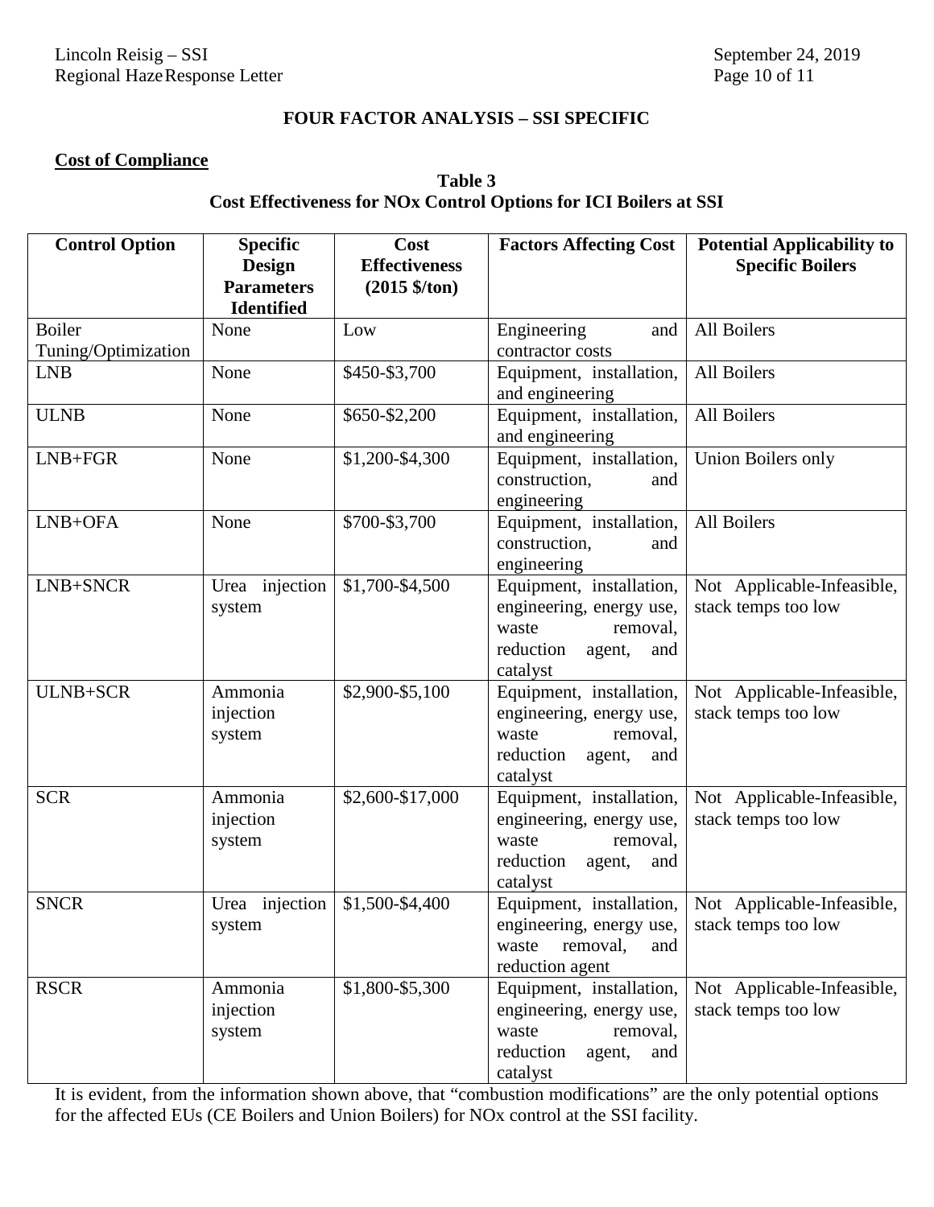## FOUR FACTOR ANALYSIS – SSI SPECIFIC

**Cost of Compliance**

**Table 3**
**Cost Effectiveness for NOx Control Options for ICI Boilers at SSI**

| Control Option | Specific Design Parameters Identified | Cost Effectiveness (2015 $/ton) | Factors Affecting Cost | Potential Applicability to Specific Boilers |
|---|---|---|---|---|
| Boiler Tuning/Optimization | None | Low | Engineering and contractor costs | All Boilers |
| LNB | None | $450-$3,700 | Equipment, installation, and engineering | All Boilers |
| ULNB | None | $650-$2,200 | Equipment, installation, and engineering | All Boilers |
| LNB+FGR | None | $1,200-$4,300 | Equipment, installation, construction, and engineering | Union Boilers only |
| LNB+OFA | None | $700-$3,700 | Equipment, installation, construction, and engineering | All Boilers |
| LNB+SNCR | Urea injection system | $1,700-$4,500 | Equipment, installation, engineering, energy use, waste removal, reduction agent, and catalyst | Not Applicable-Infeasible, stack temps too low |
| ULNB+SCR | Ammonia injection system | $2,900-$5,100 | Equipment, installation, engineering, energy use, waste removal, reduction agent, and catalyst | Not Applicable-Infeasible, stack temps too low |
| SCR | Ammonia injection system | $2,600-$17,000 | Equipment, installation, engineering, energy use, waste removal, reduction agent, and catalyst | Not Applicable-Infeasible, stack temps too low |
| SNCR | Urea injection system | $1,500-$4,400 | Equipment, installation, engineering, energy use, waste removal, and reduction agent | Not Applicable-Infeasible, stack temps too low |
| RSCR | Ammonia injection system | $1,800-$5,300 | Equipment, installation, engineering, energy use, waste removal, reduction agent, and catalyst | Not Applicable-Infeasible, stack temps too low |

It is evident, from the information shown above, that "combustion modifications" are the only potential options for the affected EUs (CE Boilers and Union Boilers) for NOx control at the SSI facility.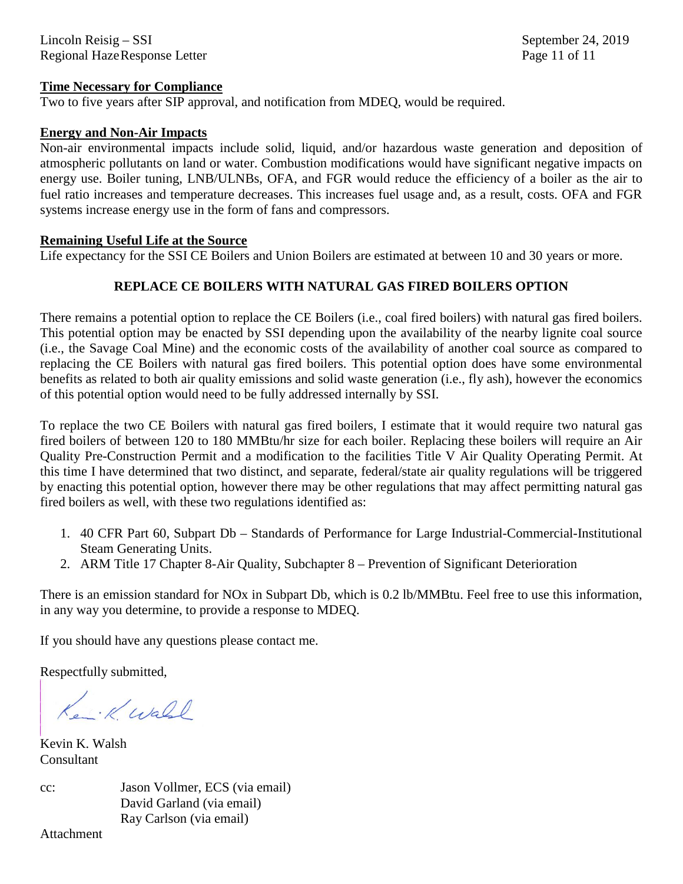**Time Necessary for Compliance**

Two to five years after SIP approval, and notification from MDEQ, would be required.

**Energy and Non-Air Impacts**

Non-air environmental impacts include solid, liquid, and/or hazardous waste generation and deposition of atmospheric pollutants on land or water. Combustion modifications would have significant negative impacts on energy use. Boiler tuning, LNB/ULNBs, OFA, and FGR would reduce the efficiency of a boiler as the air to fuel ratio increases and temperature decreases. This increases fuel usage and, as a result, costs. OFA and FGR systems increase energy use in the form of fans and compressors.

**Remaining Useful Life at the Source**

Life expectancy for the SSI CE Boilers and Union Boilers are estimated at between 10 and 30 years or more.

**REPLACE CE BOILERS WITH NATURAL GAS FIRED BOILERS OPTION**

There remains a potential option to replace the CE Boilers (i.e., coal fired boilers) with natural gas fired boilers. This potential option may be enacted by SSI depending upon the availability of the nearby lignite coal source (i.e., the Savage Coal Mine) and the economic costs of the availability of another coal source as compared to replacing the CE Boilers with natural gas fired boilers. This potential option does have some environmental benefits as related to both air quality emissions and solid waste generation (i.e., fly ash), however the economics of this potential option would need to be fully addressed internally by SSI.

To replace the two CE Boilers with natural gas fired boilers, I estimate that it would require two natural gas fired boilers of between 120 to 180 MMBtu/hr size for each boiler. Replacing these boilers will require an Air Quality Pre-Construction Permit and a modification to the facilities Title V Air Quality Operating Permit. At this time I have determined that two distinct, and separate, federal/state air quality regulations will be triggered by enacting this potential option, however there may be other regulations that may affect permitting natural gas fired boilers as well, with these two regulations identified as:

1. 40 CFR Part 60, Subpart Db – Standards of Performance for Large Industrial-Commercial-Institutional Steam Generating Units.
2. ARM Title 17 Chapter 8-Air Quality, Subchapter 8 – Prevention of Significant Deterioration

There is an emission standard for NOx in Subpart Db, which is 0.2 lb/MMBtu. Feel free to use this information, in any way you determine, to provide a response to MDEQ.

If you should have any questions please contact me.

Respectfully submitted,

Kevin K. Walsh
Consultant

cc: Jason Vollmer, ECS (via email)
David Garland (via email)
Ray Carlson (via email)

Attachment